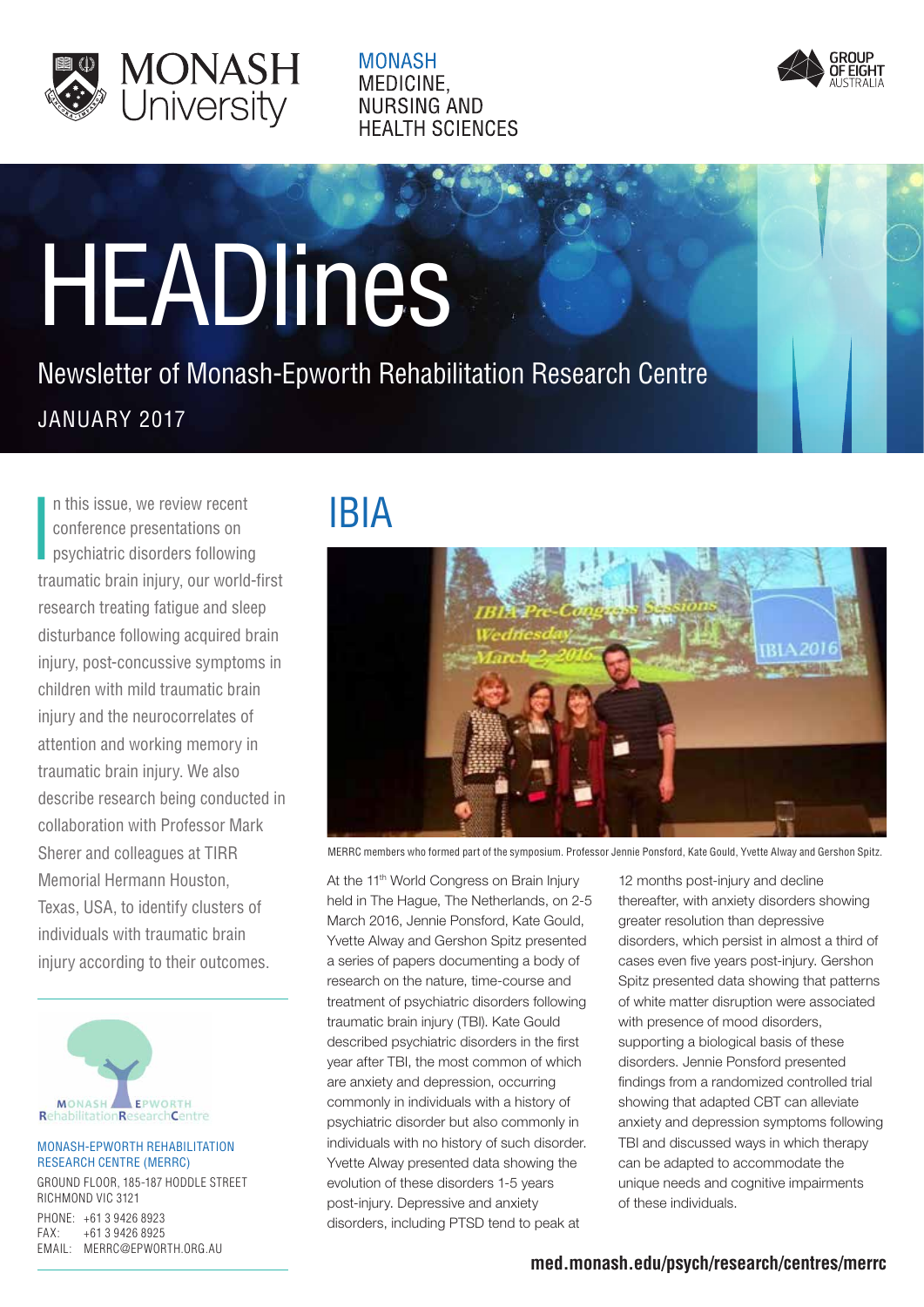MONASH University

MONASH MEDICINE, NURSING AND HEALTH SCIENCES

GROUP OF EIGHT AUSTRALIA

# HEADlines

Newsletter of Monash-Epworth Rehabilitation Research Centre

JANUARY 2017

In this issue, we review recent conference presentations on psychiatric disorders following traumatic brain injury, our world-first research treating fatigue and sleep disturbance following acquired brain injury, post-concussive symptoms in children with mild traumatic brain injury and the neurocorrelates of attention and working memory in traumatic brain injury. We also describe research being conducted in collaboration with Professor Mark Sherer and colleagues at TIRR Memorial Hermann Houston, Texas, USA, to identify clusters of individuals with traumatic brain injury according to their outcomes.

MONASH EPWORTH RehabilitationResearchCentre

MONASH-EPWORTH REHABILITATION RESEARCH CENTRE (MERRC)

GROUND FLOOR, 185-187 HODDLE STREET
RICHMOND VIC 3121

PHONE: +61 3 9426 8923
FAX: +61 3 9426 8925
EMAIL: MERRC@EPWORTH.ORG.AU

## IBIA

MERRC members who formed part of the symposium. Professor Jennie Ponsford, Kate Gould, Yvette Alway and Gershon Spitz.

At the 11th World Congress on Brain Injury held in The Hague, The Netherlands, on 2-5 March 2016, Jennie Ponsford, Kate Gould, Yvette Alway and Gershon Spitz presented a series of papers documenting a body of research on the nature, time-course and treatment of psychiatric disorders following traumatic brain injury (TBI). Kate Gould described psychiatric disorders in the first year after TBI, the most common of which are anxiety and depression, occurring commonly in individuals with a history of psychiatric disorder but also commonly in individuals with no history of such disorder. Yvette Alway presented data showing the evolution of these disorders 1-5 years post-injury. Depressive and anxiety disorders, including PTSD tend to peak at 12 months post-injury and decline thereafter, with anxiety disorders showing greater resolution than depressive disorders, which persist in almost a third of cases even five years post-injury. Gershon Spitz presented data showing that patterns of white matter disruption were associated with presence of mood disorders, supporting a biological basis of these disorders. Jennie Ponsford presented findings from a randomized controlled trial showing that adapted CBT can alleviate anxiety and depression symptoms following TBI and discussed ways in which therapy can be adapted to accommodate the unique needs and cognitive impairments of these individuals.

med.monash.edu/psych/research/centres/merrc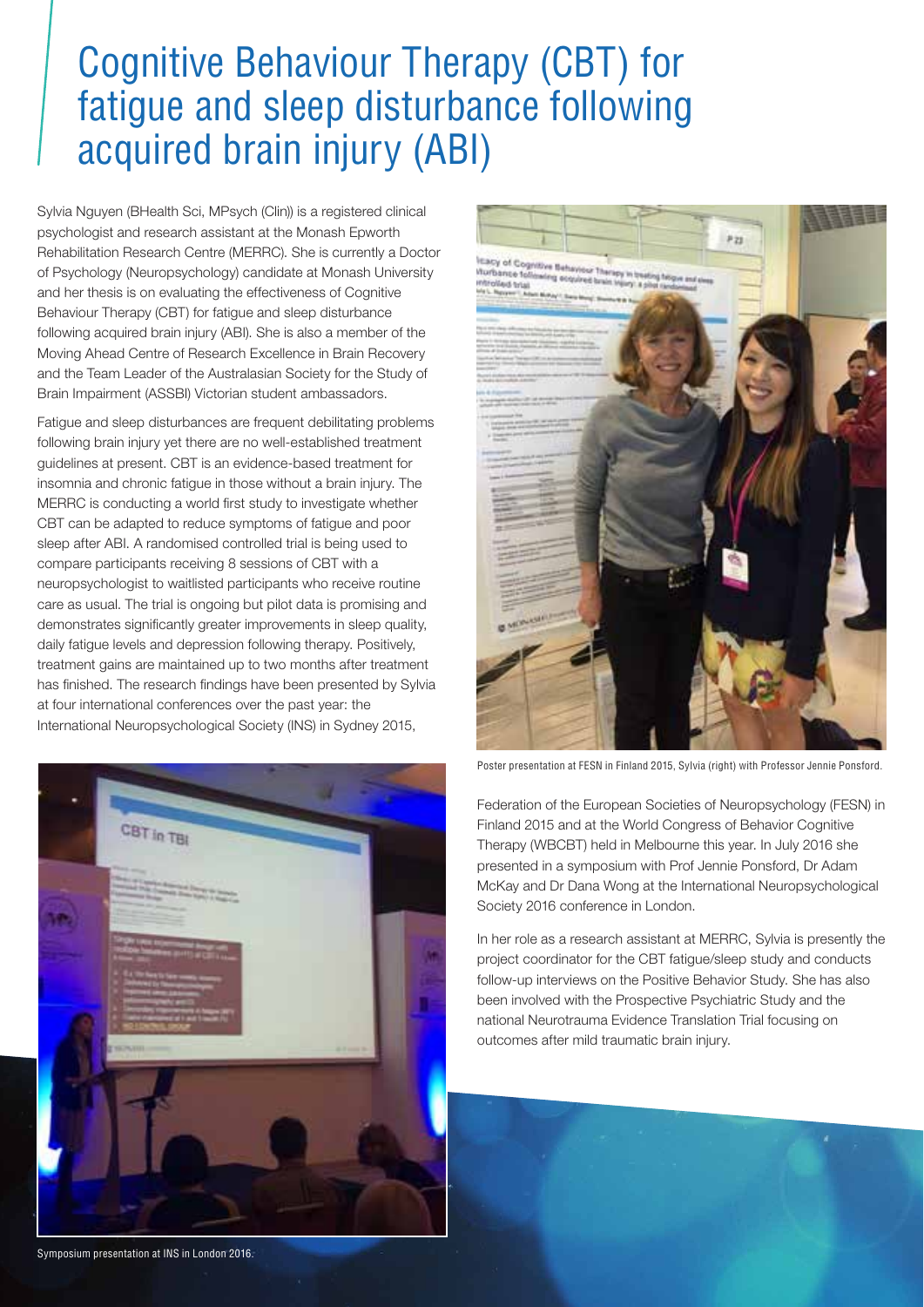# Cognitive Behaviour Therapy (CBT) for fatigue and sleep disturbance following acquired brain injury (ABI)

Sylvia Nguyen (BHealth Sci, MPsych (Clin)) is a registered clinical psychologist and research assistant at the Monash Epworth Rehabilitation Research Centre (MERRC). She is currently a Doctor of Psychology (Neuropsychology) candidate at Monash University and her thesis is on evaluating the effectiveness of Cognitive Behaviour Therapy (CBT) for fatigue and sleep disturbance following acquired brain injury (ABI). She is also a member of the Moving Ahead Centre of Research Excellence in Brain Recovery and the Team Leader of the Australasian Society for the Study of Brain Impairment (ASSBI) Victorian student ambassadors.

Fatigue and sleep disturbances are frequent debilitating problems following brain injury yet there are no well-established treatment guidelines at present. CBT is an evidence-based treatment for insomnia and chronic fatigue in those without a brain injury. The MERRC is conducting a world first study to investigate whether CBT can be adapted to reduce symptoms of fatigue and poor sleep after ABI. A randomised controlled trial is being used to compare participants receiving 8 sessions of CBT with a neuropsychologist to waitlisted participants who receive routine care as usual. The trial is ongoing but pilot data is promising and demonstrates significantly greater improvements in sleep quality, daily fatigue levels and depression following therapy. Positively, treatment gains are maintained up to two months after treatment has finished. The research findings have been presented by Sylvia at four international conferences over the past year: the International Neuropsychological Society (INS) in Sydney 2015, Federation of the European Societies of Neuropsychology (FESN) in Finland 2015 and at the World Congress of Behavior Cognitive Therapy (WBCBT) held in Melbourne this year. In July 2016 she presented in a symposium with Prof Jennie Ponsford, Dr Adam McKay and Dr Dana Wong at the International Neuropsychological Society 2016 conference in London.

Poster presentation at FESN in Finland 2015, Sylvia (right) with Professor Jennie Ponsford.

In her role as a research assistant at MERRC, Sylvia is presently the project coordinator for the CBT fatigue/sleep study and conducts follow-up interviews on the Positive Behavior Study. She has also been involved with the Prospective Psychiatric Study and the national Neurotrauma Evidence Translation Trial focusing on outcomes after mild traumatic brain injury.

Symposium presentation at INS in London 2016.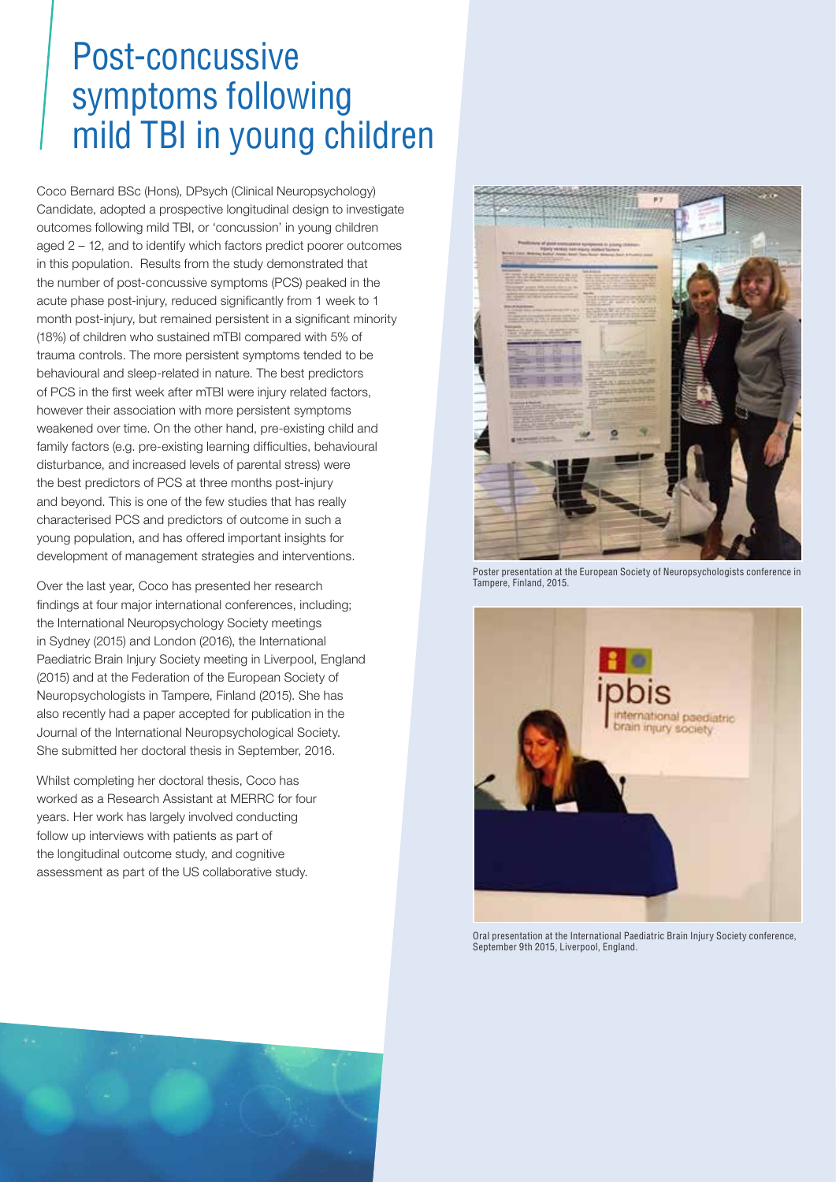# Post-concussive symptoms following mild TBI in young children

Coco Bernard BSc (Hons), DPsych (Clinical Neuropsychology) Candidate, adopted a prospective longitudinal design to investigate outcomes following mild TBI, or 'concussion' in young children aged 2 – 12, and to identify which factors predict poorer outcomes in this population. Results from the study demonstrated that the number of post-concussive symptoms (PCS) peaked in the acute phase post-injury, reduced significantly from 1 week to 1 month post-injury, but remained persistent in a significant minority (18%) of children who sustained mTBI compared with 5% of trauma controls. The more persistent symptoms tended to be behavioural and sleep-related in nature. The best predictors of PCS in the first week after mTBI were injury related factors, however their association with more persistent symptoms weakened over time. On the other hand, pre-existing child and family factors (e.g. pre-existing learning difficulties, behavioural disturbance, and increased levels of parental stress) were the best predictors of PCS at three months post-injury and beyond. This is one of the few studies that has really characterised PCS and predictors of outcome in such a young population, and has offered important insights for development of management strategies and interventions.

Over the last year, Coco has presented her research findings at four major international conferences, including; the International Neuropsychology Society meetings in Sydney (2015) and London (2016), the International Paediatric Brain Injury Society meeting in Liverpool, England (2015) and at the Federation of the European Society of Neuropsychologists in Tampere, Finland (2015). She has also recently had a paper accepted for publication in the Journal of the International Neuropsychological Society. She submitted her doctoral thesis in September, 2016.

Whilst completing her doctoral thesis, Coco has worked as a Research Assistant at MERRC for four years. Her work has largely involved conducting follow up interviews with patients as part of the longitudinal outcome study, and cognitive assessment as part of the US collaborative study.

Poster presentation at the European Society of Neuropsychologists conference in Tampere, Finland, 2015.

Oral presentation at the International Paediatric Brain Injury Society conference, September 9th 2015, Liverpool, England.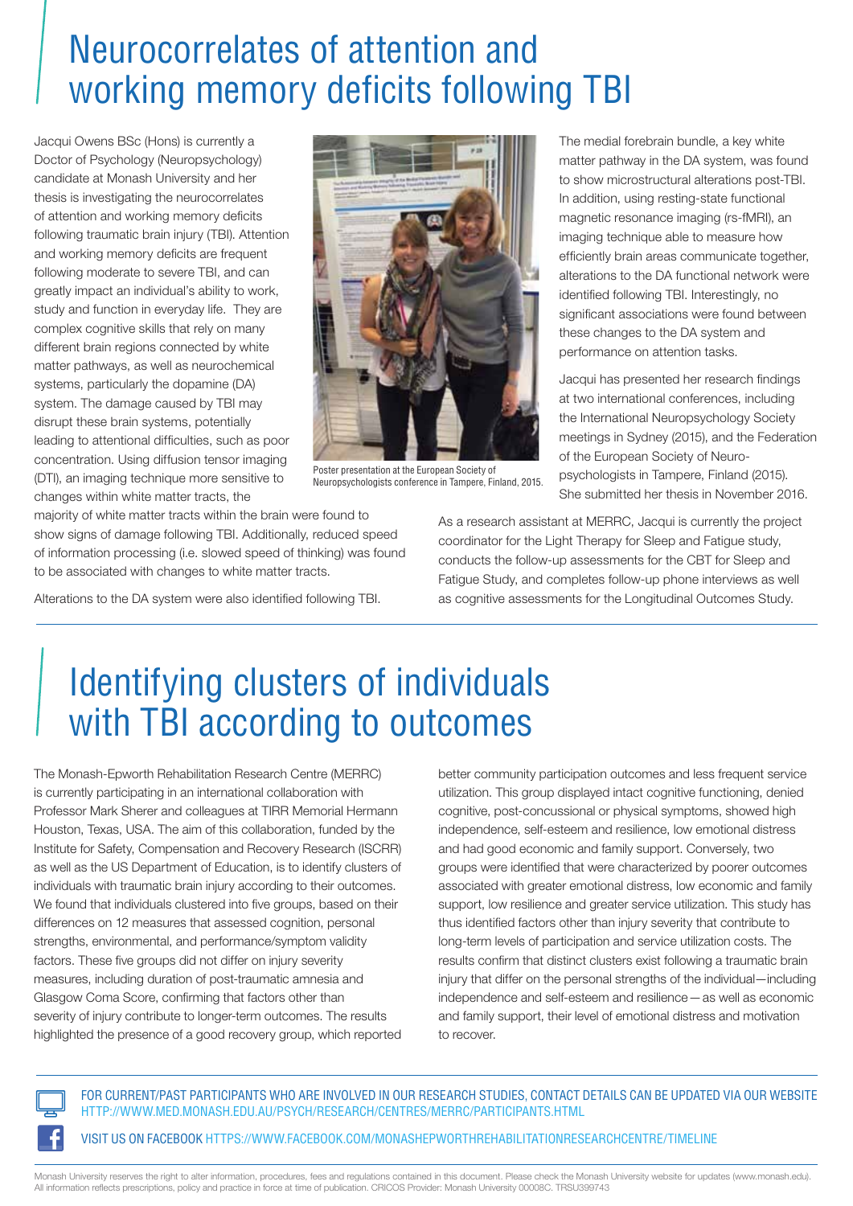# Neurocorrelates of attention and working memory deficits following TBI

Jacqui Owens BSc (Hons) is currently a Doctor of Psychology (Neuropsychology) candidate at Monash University and her thesis is investigating the neurocorrelates of attention and working memory deficits following traumatic brain injury (TBI). Attention and working memory deficits are frequent following moderate to severe TBI, and can greatly impact an individual's ability to work, study and function in everyday life. They are complex cognitive skills that rely on many different brain regions connected by white matter pathways, as well as neurochemical systems, particularly the dopamine (DA) system. The damage caused by TBI may disrupt these brain systems, potentially leading to attentional difficulties, such as poor concentration. Using diffusion tensor imaging (DTI), an imaging technique more sensitive to changes within white matter tracts, the majority of white matter tracts within the brain were found to show signs of damage following TBI. Additionally, reduced speed of information processing (i.e. slowed speed of thinking) was found to be associated with changes to white matter tracts.

Poster presentation at the European Society of Neuropsychologists conference in Tampere, Finland, 2015.

Alterations to the DA system were also identified following TBI. The medial forebrain bundle, a key white matter pathway in the DA system, was found to show microstructural alterations post-TBI. In addition, using resting-state functional magnetic resonance imaging (rs-fMRI), an imaging technique able to measure how efficiently brain areas communicate together, alterations to the DA functional network were identified following TBI. Interestingly, no significant associations were found between these changes to the DA system and performance on attention tasks.

Jacqui has presented her research findings at two international conferences, including the International Neuropsychology Society meetings in Sydney (2015), and the Federation of the European Society of Neuropsychologists in Tampere, Finland (2015). She submitted her thesis in November 2016.

As a research assistant at MERRC, Jacqui is currently the project coordinator for the Light Therapy for Sleep and Fatigue study, conducts the follow-up assessments for the CBT for Sleep and Fatigue Study, and completes follow-up phone interviews as well as cognitive assessments for the Longitudinal Outcomes Study.

# Identifying clusters of individuals with TBI according to outcomes

The Monash-Epworth Rehabilitation Research Centre (MERRC) is currently participating in an international collaboration with Professor Mark Sherer and colleagues at TIRR Memorial Hermann Houston, Texas, USA. The aim of this collaboration, funded by the Institute for Safety, Compensation and Recovery Research (ISCRR) as well as the US Department of Education, is to identify clusters of individuals with traumatic brain injury according to their outcomes. We found that individuals clustered into five groups, based on their differences on 12 measures that assessed cognition, personal strengths, environmental, and performance/symptom validity factors. These five groups did not differ on injury severity measures, including duration of post-traumatic amnesia and Glasgow Coma Score, confirming that factors other than severity of injury contribute to longer-term outcomes. The results highlighted the presence of a good recovery group, which reported better community participation outcomes and less frequent service utilization. This group displayed intact cognitive functioning, denied cognitive, post-concussional or physical symptoms, showed high independence, self-esteem and resilience, low emotional distress and had good economic and family support. Conversely, two groups were identified that were characterized by poorer outcomes associated with greater emotional distress, low economic and family support, low resilience and greater service utilization. This study has thus identified factors other than injury severity that contribute to long-term levels of participation and service utilization costs. The results confirm that distinct clusters exist following a traumatic brain injury that differ on the personal strengths of the individual—including independence and self-esteem and resilience— as well as economic and family support, their level of emotional distress and motivation to recover.

FOR CURRENT/PAST PARTICIPANTS WHO ARE INVOLVED IN OUR RESEARCH STUDIES, CONTACT DETAILS CAN BE UPDATED VIA OUR WEBSITE HTTP://WWW.MED.MONASH.EDU.AU/PSYCH/RESEARCH/CENTRES/MERRC/PARTICIPANTS.HTML

VISIT US ON FACEBOOK HTTPS://WWW.FACEBOOK.COM/MONASHEPWORTHREHABILITATIONRESEARCHCENTRE/TIMELINE

Monash University reserves the right to alter information, procedures, fees and regulations contained in this document. Please check the Monash University website for updates (www.monash.edu). All information reflects prescriptions, policy and practice in force at time of publication. CRICOS Provider: Monash University 00008C. TRSU399743